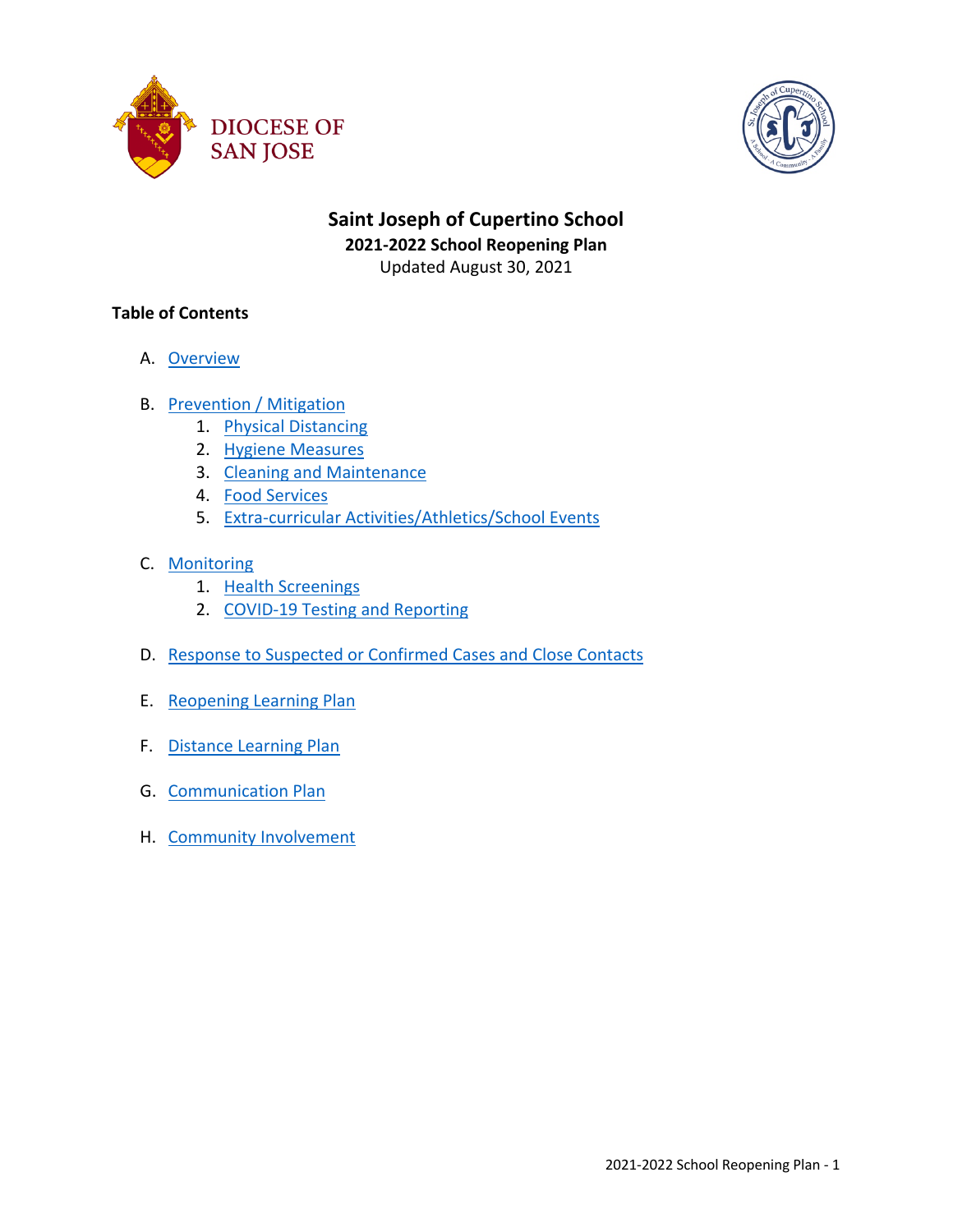DIOCESE OF SAN JOSE

# Saint Joseph of Cupertino School

## 2021-2022 School Reopening Plan

Updated August 30, 2021

### Table of Contents

A. Overview

B. Prevention / Mitigation
   1. Physical Distancing
   2. Hygiene Measures
   3. Cleaning and Maintenance
   4. Food Services
   5. Extra-curricular Activities/Athletics/School Events

C. Monitoring
   1. Health Screenings
   2. COVID-19 Testing and Reporting

D. Response to Suspected or Confirmed Cases and Close Contacts

E. Reopening Learning Plan

F. Distance Learning Plan

G. Communication Plan

H. Community Involvement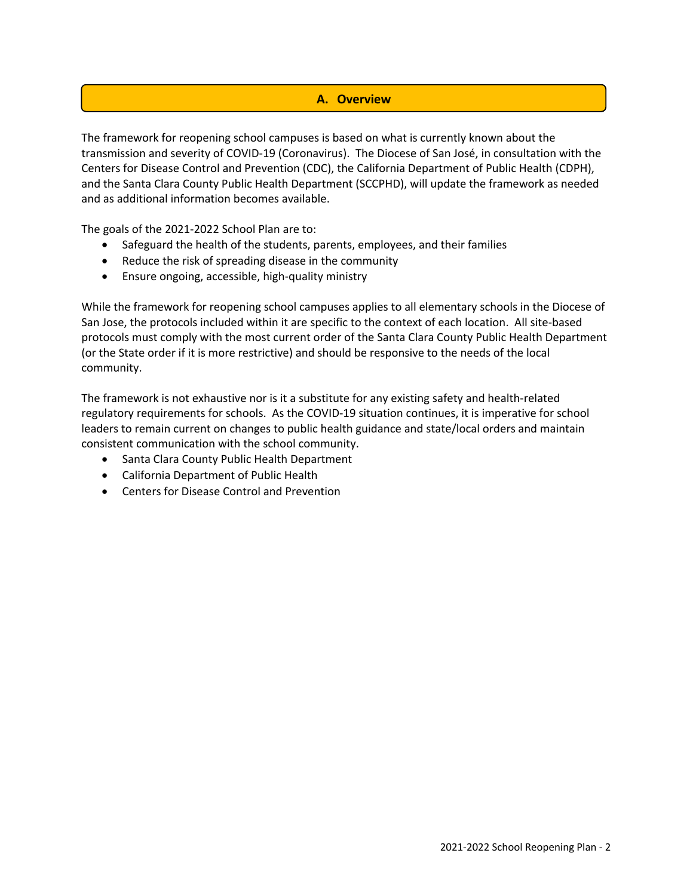## A. Overview

The framework for reopening school campuses is based on what is currently known about the transmission and severity of COVID-19 (Coronavirus). The Diocese of San José, in consultation with the Centers for Disease Control and Prevention (CDC), the California Department of Public Health (CDPH), and the Santa Clara County Public Health Department (SCCPHD), will update the framework as needed and as additional information becomes available.

The goals of the 2021-2022 School Plan are to:

- Safeguard the health of the students, parents, employees, and their families
- Reduce the risk of spreading disease in the community
- Ensure ongoing, accessible, high-quality ministry

While the framework for reopening school campuses applies to all elementary schools in the Diocese of San Jose, the protocols included within it are specific to the context of each location. All site-based protocols must comply with the most current order of the Santa Clara County Public Health Department (or the State order if it is more restrictive) and should be responsive to the needs of the local community.

The framework is not exhaustive nor is it a substitute for any existing safety and health-related regulatory requirements for schools. As the COVID-19 situation continues, it is imperative for school leaders to remain current on changes to public health guidance and state/local orders and maintain consistent communication with the school community.

- Santa Clara County Public Health Department
- California Department of Public Health
- Centers for Disease Control and Prevention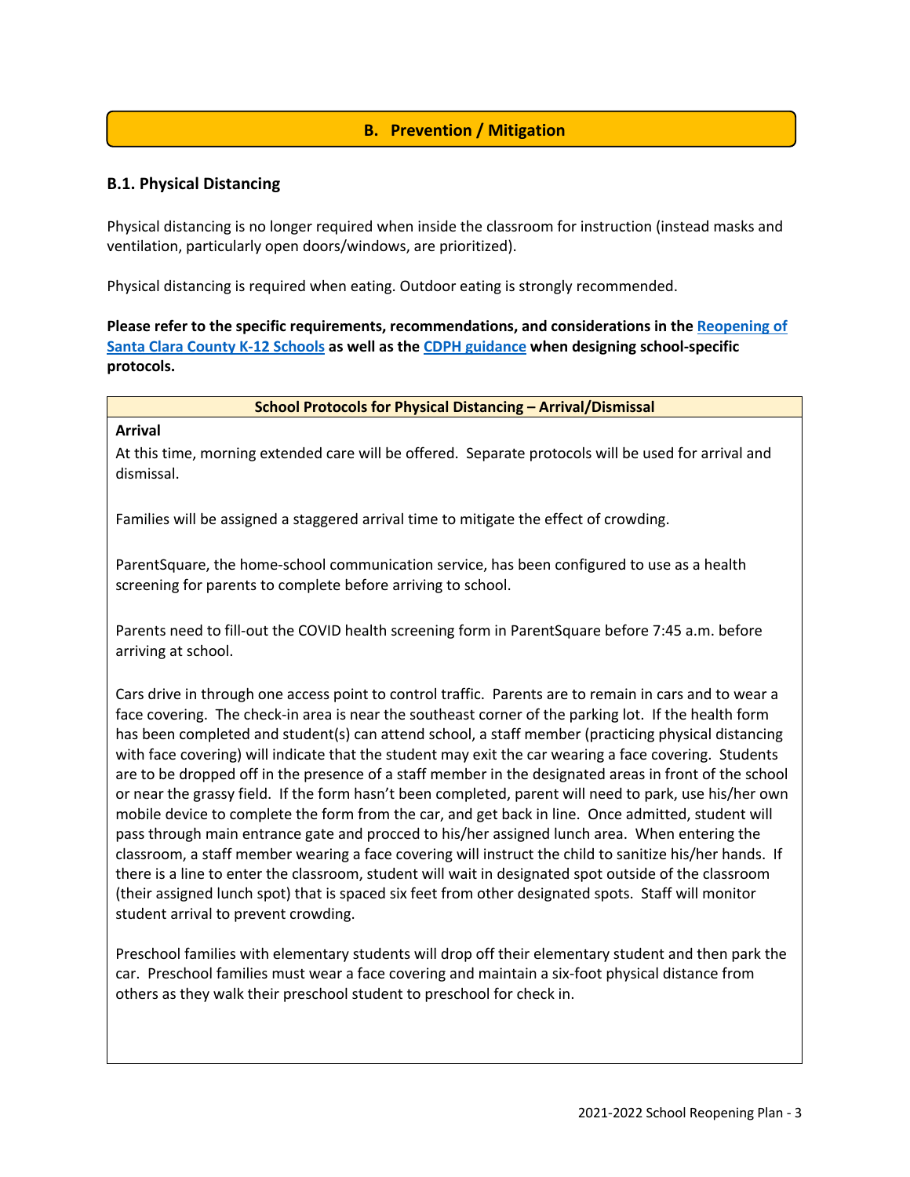## B. Prevention / Mitigation

### B.1. Physical Distancing

Physical distancing is no longer required when inside the classroom for instruction (instead masks and ventilation, particularly open doors/windows, are prioritized).

Physical distancing is required when eating. Outdoor eating is strongly recommended.

**Please refer to the specific requirements, recommendations, and considerations in the Reopening of Santa Clara County K-12 Schools as well as the CDPH guidance when designing school-specific protocols.**

| School Protocols for Physical Distancing – Arrival/Dismissal |
|---|
| **Arrival**<br>At this time, morning extended care will be offered. Separate protocols will be used for arrival and dismissal.<br><br>Families will be assigned a staggered arrival time to mitigate the effect of crowding.<br><br>ParentSquare, the home-school communication service, has been configured to use as a health screening for parents to complete before arriving to school.<br><br>Parents need to fill-out the COVID health screening form in ParentSquare before 7:45 a.m. before arriving at school.<br><br>Cars drive in through one access point to control traffic. Parents are to remain in cars and to wear a face covering. The check-in area is near the southeast corner of the parking lot. If the health form has been completed and student(s) can attend school, a staff member (practicing physical distancing with face covering) will indicate that the student may exit the car wearing a face covering. Students are to be dropped off in the presence of a staff member in the designated areas in front of the school or near the grassy field. If the form hasn't been completed, parent will need to park, use his/her own mobile device to complete the form from the car, and get back in line. Once admitted, student will pass through main entrance gate and procced to his/her assigned lunch area. When entering the classroom, a staff member wearing a face covering will instruct the child to sanitize his/her hands. If there is a line to enter the classroom, student will wait in designated spot outside of the classroom (their assigned lunch spot) that is spaced six feet from other designated spots. Staff will monitor student arrival to prevent crowding.<br><br>Preschool families with elementary students will drop off their elementary student and then park the car. Preschool families must wear a face covering and maintain a six-foot physical distance from others as they walk their preschool student to preschool for check in. |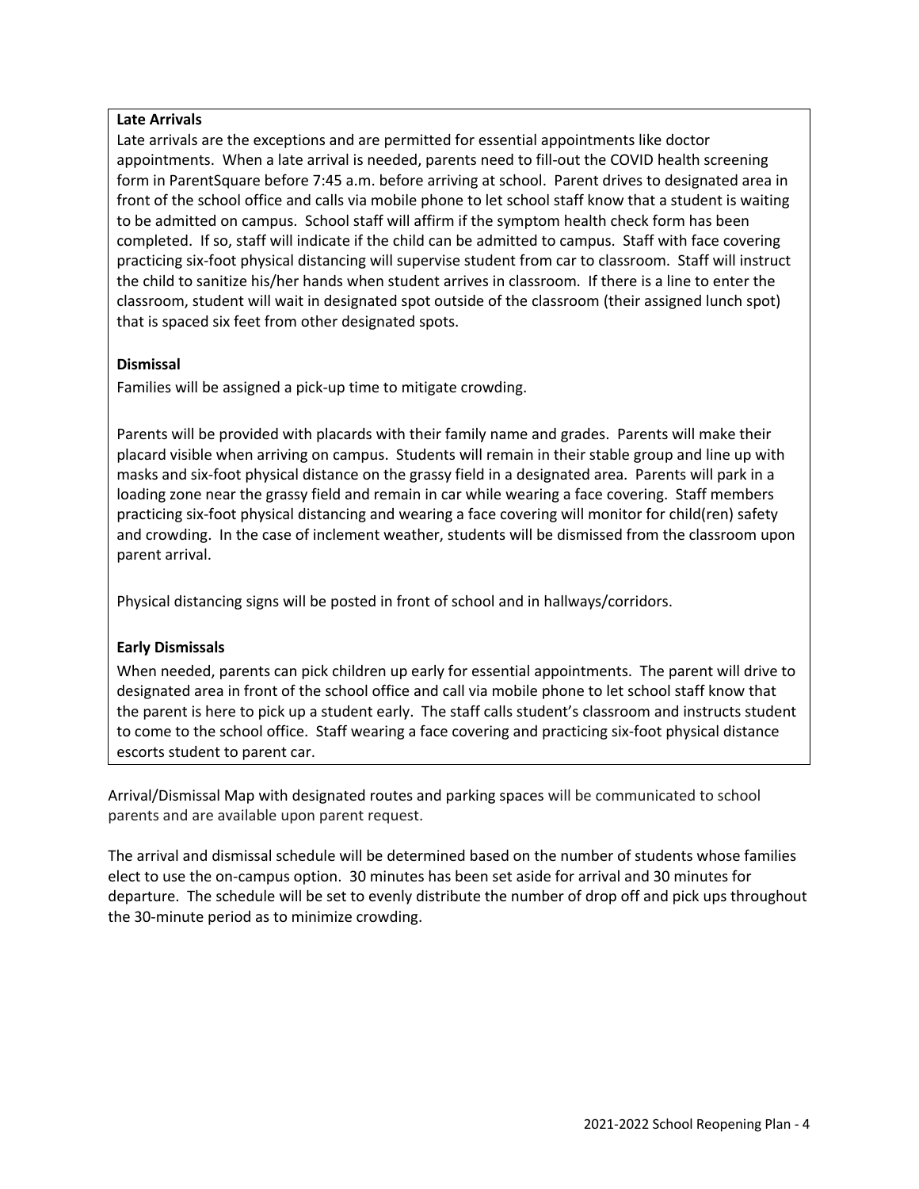**Late Arrivals**

Late arrivals are the exceptions and are permitted for essential appointments like doctor appointments. When a late arrival is needed, parents need to fill-out the COVID health screening form in ParentSquare before 7:45 a.m. before arriving at school. Parent drives to designated area in front of the school office and calls via mobile phone to let school staff know that a student is waiting to be admitted on campus. School staff will affirm if the symptom health check form has been completed. If so, staff will indicate if the child can be admitted to campus. Staff with face covering practicing six-foot physical distancing will supervise student from car to classroom. Staff will instruct the child to sanitize his/her hands when student arrives in classroom. If there is a line to enter the classroom, student will wait in designated spot outside of the classroom (their assigned lunch spot) that is spaced six feet from other designated spots.

**Dismissal**

Families will be assigned a pick-up time to mitigate crowding.

Parents will be provided with placards with their family name and grades. Parents will make their placard visible when arriving on campus. Students will remain in their stable group and line up with masks and six-foot physical distance on the grassy field in a designated area. Parents will park in a loading zone near the grassy field and remain in car while wearing a face covering. Staff members practicing six-foot physical distancing and wearing a face covering will monitor for child(ren) safety and crowding. In the case of inclement weather, students will be dismissed from the classroom upon parent arrival.

Physical distancing signs will be posted in front of school and in hallways/corridors.

**Early Dismissals**

When needed, parents can pick children up early for essential appointments. The parent will drive to designated area in front of the school office and call via mobile phone to let school staff know that the parent is here to pick up a student early. The staff calls student's classroom and instructs student to come to the school office. Staff wearing a face covering and practicing six-foot physical distance escorts student to parent car.

Arrival/Dismissal Map with designated routes and parking spaces will be communicated to school parents and are available upon parent request.

The arrival and dismissal schedule will be determined based on the number of students whose families elect to use the on-campus option. 30 minutes has been set aside for arrival and 30 minutes for departure. The schedule will be set to evenly distribute the number of drop off and pick ups throughout the 30-minute period as to minimize crowding.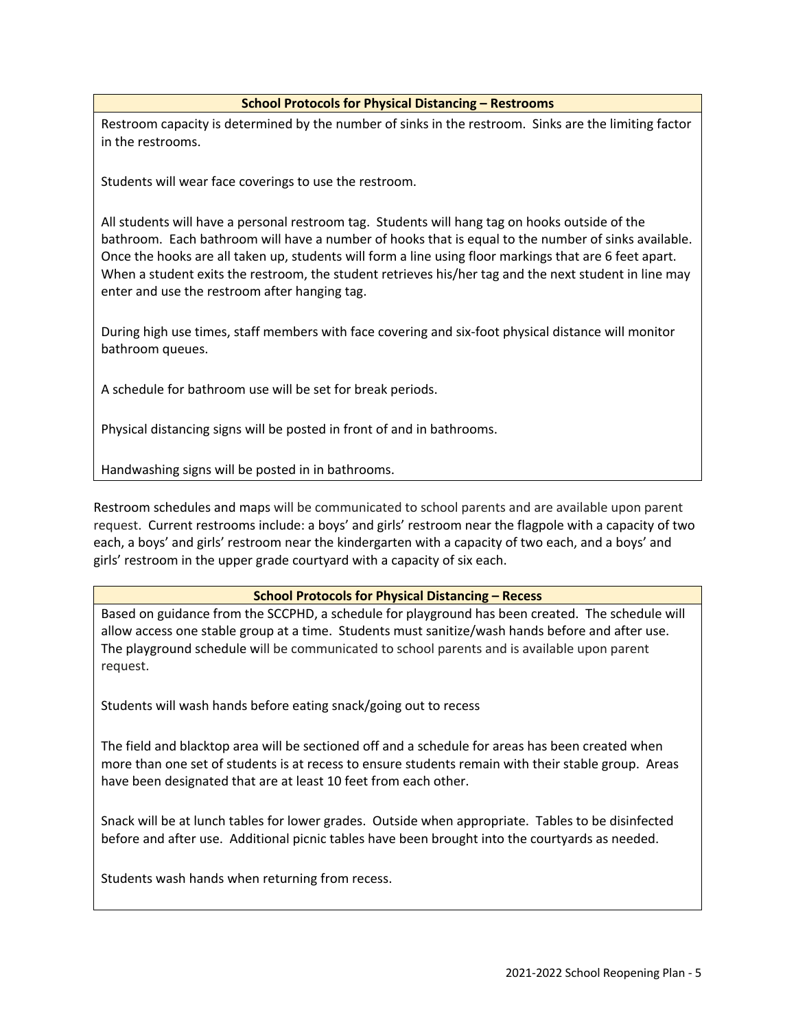| School Protocols for Physical Distancing – Restrooms |
| --- |
| Restroom capacity is determined by the number of sinks in the restroom. Sinks are the limiting factor in the restrooms.<br><br>Students will wear face coverings to use the restroom.<br><br>All students will have a personal restroom tag. Students will hang tag on hooks outside of the bathroom. Each bathroom will have a number of hooks that is equal to the number of sinks available. Once the hooks are all taken up, students will form a line using floor markings that are 6 feet apart. When a student exits the restroom, the student retrieves his/her tag and the next student in line may enter and use the restroom after hanging tag.<br><br>During high use times, staff members with face covering and six-foot physical distance will monitor bathroom queues.<br><br>A schedule for bathroom use will be set for break periods.<br><br>Physical distancing signs will be posted in front of and in bathrooms.<br><br>Handwashing signs will be posted in in bathrooms. |

Restroom schedules and maps will be communicated to school parents and are available upon parent request. Current restrooms include: a boys' and girls' restroom near the flagpole with a capacity of two each, a boys' and girls' restroom near the kindergarten with a capacity of two each, and a boys' and girls' restroom in the upper grade courtyard with a capacity of six each.

| School Protocols for Physical Distancing – Recess |
| --- |
| Based on guidance from the SCCPHD, a schedule for playground has been created. The schedule will allow access one stable group at a time. Students must sanitize/wash hands before and after use. The playground schedule will be communicated to school parents and is available upon parent request.<br><br>Students will wash hands before eating snack/going out to recess<br><br>The field and blacktop area will be sectioned off and a schedule for areas has been created when more than one set of students is at recess to ensure students remain with their stable group. Areas have been designated that are at least 10 feet from each other.<br><br>Snack will be at lunch tables for lower grades. Outside when appropriate. Tables to be disinfected before and after use. Additional picnic tables have been brought into the courtyards as needed.<br><br>Students wash hands when returning from recess. |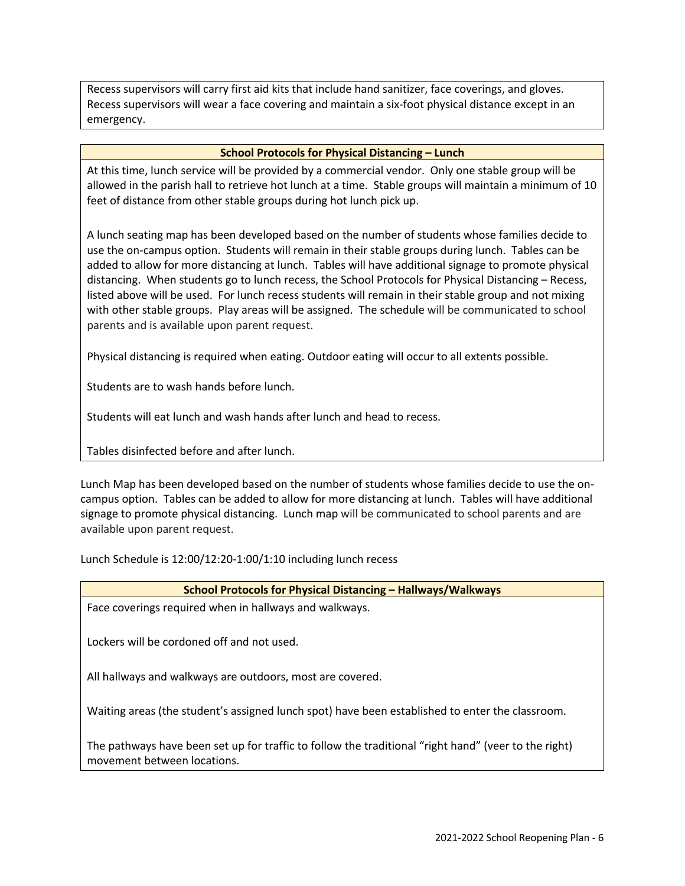Recess supervisors will carry first aid kits that include hand sanitizer, face coverings, and gloves. Recess supervisors will wear a face covering and maintain a six-foot physical distance except in an emergency.

### School Protocols for Physical Distancing – Lunch

At this time, lunch service will be provided by a commercial vendor. Only one stable group will be allowed in the parish hall to retrieve hot lunch at a time. Stable groups will maintain a minimum of 10 feet of distance from other stable groups during hot lunch pick up.

A lunch seating map has been developed based on the number of students whose families decide to use the on-campus option. Students will remain in their stable groups during lunch. Tables can be added to allow for more distancing at lunch. Tables will have additional signage to promote physical distancing. When students go to lunch recess, the School Protocols for Physical Distancing – Recess, listed above will be used. For lunch recess students will remain in their stable group and not mixing with other stable groups. Play areas will be assigned. The schedule will be communicated to school parents and is available upon parent request.

Physical distancing is required when eating. Outdoor eating will occur to all extents possible.

Students are to wash hands before lunch.

Students will eat lunch and wash hands after lunch and head to recess.

Tables disinfected before and after lunch.

Lunch Map has been developed based on the number of students whose families decide to use the on-campus option. Tables can be added to allow for more distancing at lunch. Tables will have additional signage to promote physical distancing. Lunch map will be communicated to school parents and are available upon parent request.

Lunch Schedule is 12:00/12:20-1:00/1:10 including lunch recess

### School Protocols for Physical Distancing – Hallways/Walkways

Face coverings required when in hallways and walkways.

Lockers will be cordoned off and not used.

All hallways and walkways are outdoors, most are covered.

Waiting areas (the student's assigned lunch spot) have been established to enter the classroom.

The pathways have been set up for traffic to follow the traditional "right hand" (veer to the right) movement between locations.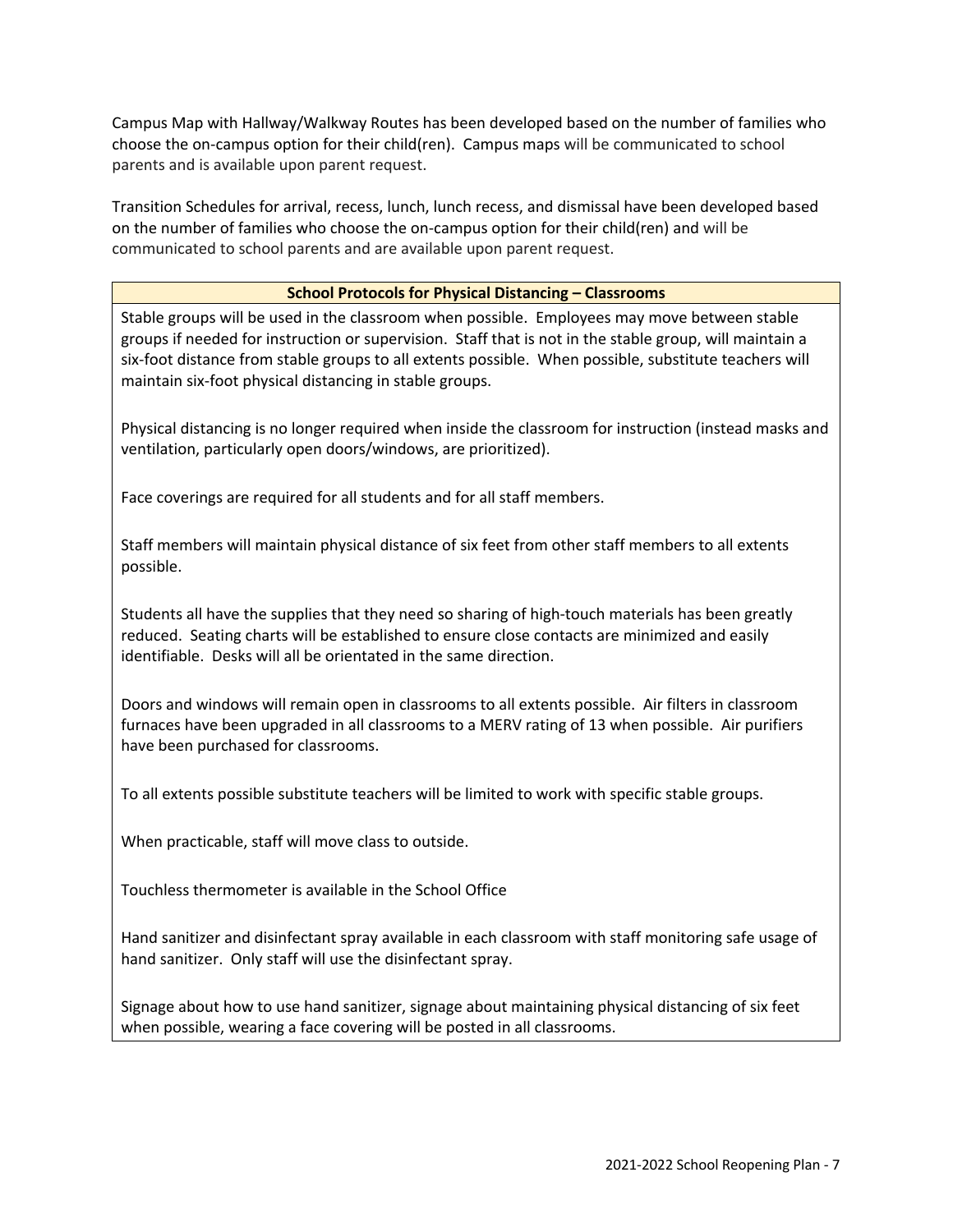Campus Map with Hallway/Walkway Routes has been developed based on the number of families who choose the on-campus option for their child(ren). Campus maps will be communicated to school parents and is available upon parent request.

Transition Schedules for arrival, recess, lunch, lunch recess, and dismissal have been developed based on the number of families who choose the on-campus option for their child(ren) and will be communicated to school parents and are available upon parent request.

| School Protocols for Physical Distancing – Classrooms |
|---|
| Stable groups will be used in the classroom when possible. Employees may move between stable groups if needed for instruction or supervision. Staff that is not in the stable group, will maintain a six-foot distance from stable groups to all extents possible. When possible, substitute teachers will maintain six-foot physical distancing in stable groups.<br><br>Physical distancing is no longer required when inside the classroom for instruction (instead masks and ventilation, particularly open doors/windows, are prioritized).<br><br>Face coverings are required for all students and for all staff members.<br><br>Staff members will maintain physical distance of six feet from other staff members to all extents possible.<br><br>Students all have the supplies that they need so sharing of high-touch materials has been greatly reduced. Seating charts will be established to ensure close contacts are minimized and easily identifiable. Desks will all be orientated in the same direction.<br><br>Doors and windows will remain open in classrooms to all extents possible. Air filters in classroom furnaces have been upgraded in all classrooms to a MERV rating of 13 when possible. Air purifiers have been purchased for classrooms.<br><br>To all extents possible substitute teachers will be limited to work with specific stable groups.<br><br>When practicable, staff will move class to outside.<br><br>Touchless thermometer is available in the School Office<br><br>Hand sanitizer and disinfectant spray available in each classroom with staff monitoring safe usage of hand sanitizer. Only staff will use the disinfectant spray.<br><br>Signage about how to use hand sanitizer, signage about maintaining physical distancing of six feet when possible, wearing a face covering will be posted in all classrooms. |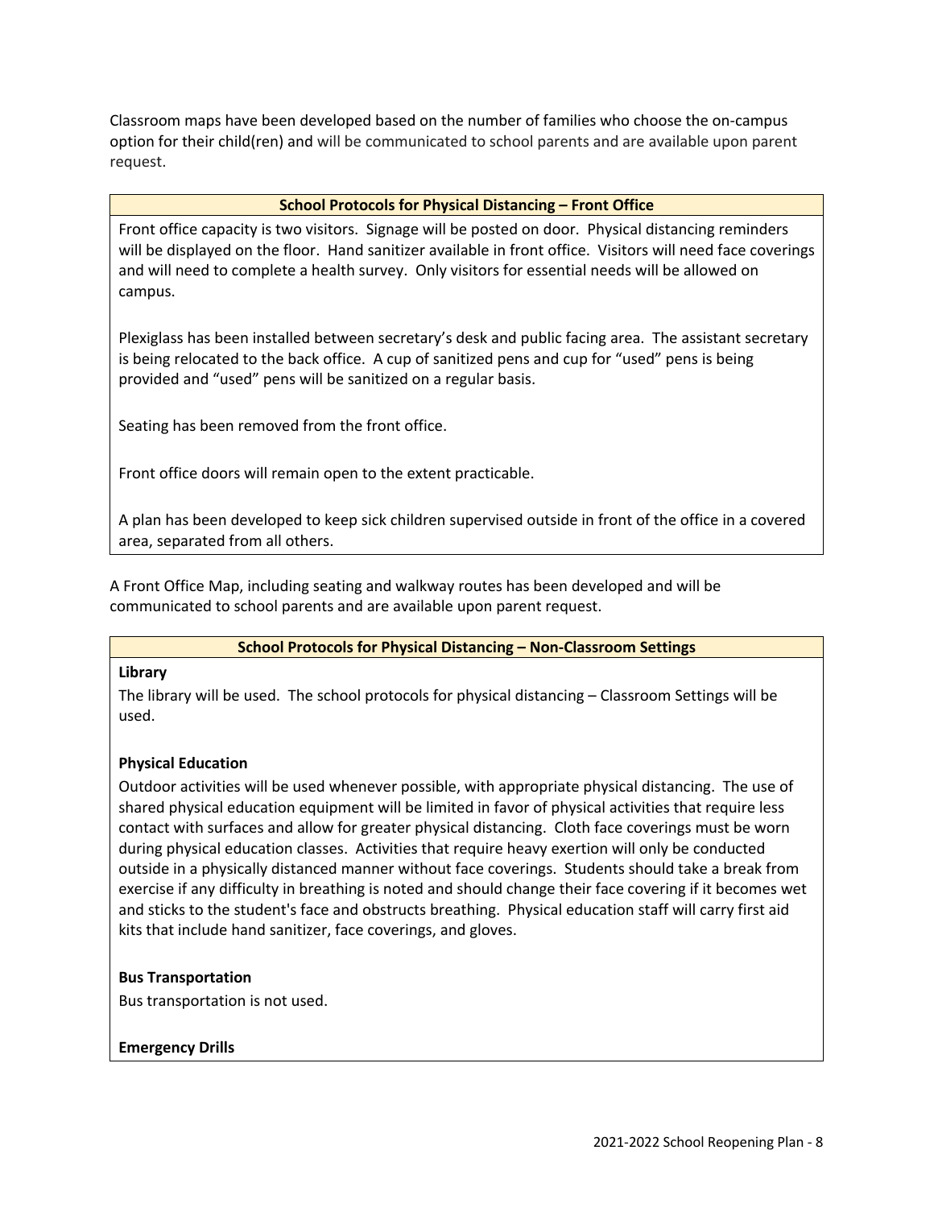Classroom maps have been developed based on the number of families who choose the on-campus option for their child(ren) and will be communicated to school parents and are available upon parent request.

| School Protocols for Physical Distancing – Front Office |
| --- |
| Front office capacity is two visitors. Signage will be posted on door. Physical distancing reminders will be displayed on the floor. Hand sanitizer available in front office. Visitors will need face coverings and will need to complete a health survey. Only visitors for essential needs will be allowed on campus.<br><br>Plexiglass has been installed between secretary's desk and public facing area. The assistant secretary is being relocated to the back office. A cup of sanitized pens and cup for "used" pens is being provided and "used" pens will be sanitized on a regular basis.<br><br>Seating has been removed from the front office.<br><br>Front office doors will remain open to the extent practicable.<br><br>A plan has been developed to keep sick children supervised outside in front of the office in a covered area, separated from all others. |

A Front Office Map, including seating and walkway routes has been developed and will be communicated to school parents and are available upon parent request.

| School Protocols for Physical Distancing – Non-Classroom Settings |
| --- |
| **Library**<br>The library will be used. The school protocols for physical distancing – Classroom Settings will be used.<br><br>**Physical Education**<br>Outdoor activities will be used whenever possible, with appropriate physical distancing. The use of shared physical education equipment will be limited in favor of physical activities that require less contact with surfaces and allow for greater physical distancing. Cloth face coverings must be worn during physical education classes. Activities that require heavy exertion will only be conducted outside in a physically distanced manner without face coverings. Students should take a break from exercise if any difficulty in breathing is noted and should change their face covering if it becomes wet and sticks to the student's face and obstructs breathing. Physical education staff will carry first aid kits that include hand sanitizer, face coverings, and gloves.<br><br>**Bus Transportation**<br>Bus transportation is not used.<br><br>**Emergency Drills** |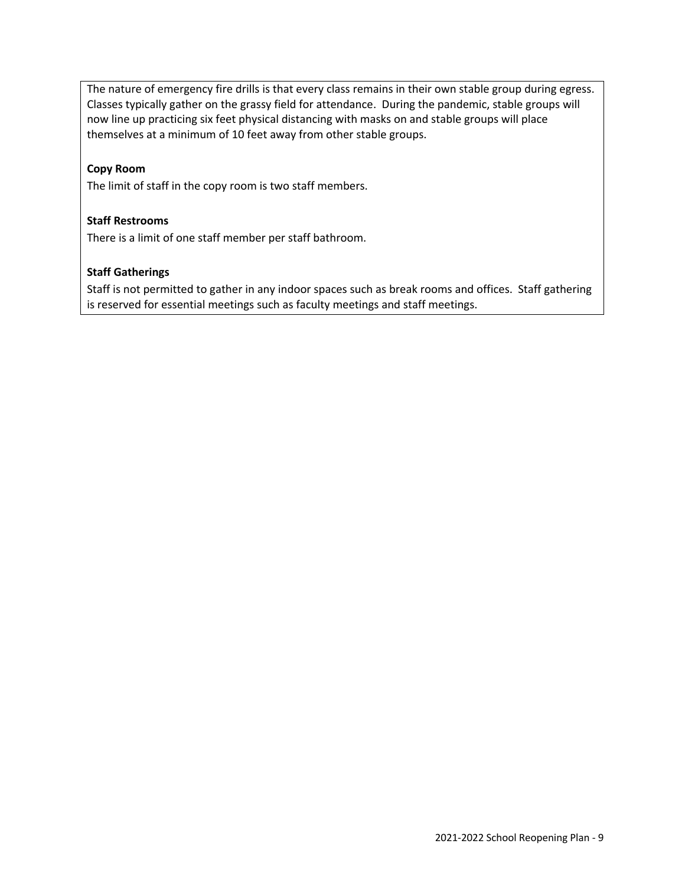The nature of emergency fire drills is that every class remains in their own stable group during egress. Classes typically gather on the grassy field for attendance. During the pandemic, stable groups will now line up practicing six feet physical distancing with masks on and stable groups will place themselves at a minimum of 10 feet away from other stable groups.

**Copy Room**

The limit of staff in the copy room is two staff members.

**Staff Restrooms**

There is a limit of one staff member per staff bathroom.

**Staff Gatherings**

Staff is not permitted to gather in any indoor spaces such as break rooms and offices. Staff gathering is reserved for essential meetings such as faculty meetings and staff meetings.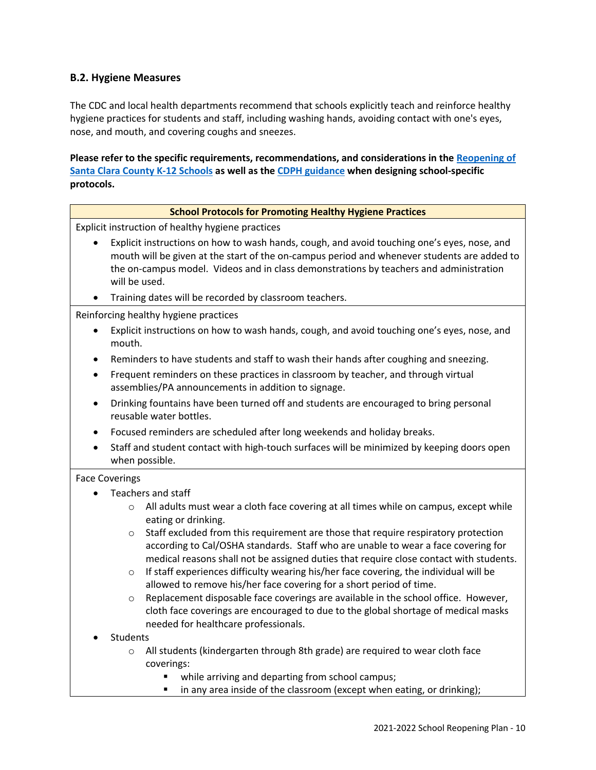### B.2. Hygiene Measures

The CDC and local health departments recommend that schools explicitly teach and reinforce healthy hygiene practices for students and staff, including washing hands, avoiding contact with one's eyes, nose, and mouth, and covering coughs and sneezes.

**Please refer to the specific requirements, recommendations, and considerations in the [Reopening of Santa Clara County K-12 Schools]() as well as the [CDPH guidance]() when designing school-specific protocols.**

| School Protocols for Promoting Healthy Hygiene Practices |
|---|
| Explicit instruction of healthy hygiene practices<br>• Explicit instructions on how to wash hands, cough, and avoid touching one's eyes, nose, and mouth will be given at the start of the on-campus period and whenever students are added to the on-campus model. Videos and in class demonstrations by teachers and administration will be used.<br>• Training dates will be recorded by classroom teachers. |
| Reinforcing healthy hygiene practices<br>• Explicit instructions on how to wash hands, cough, and avoid touching one's eyes, nose, and mouth.<br>• Reminders to have students and staff to wash their hands after coughing and sneezing.<br>• Frequent reminders on these practices in classroom by teacher, and through virtual assemblies/PA announcements in addition to signage.<br>• Drinking fountains have been turned off and students are encouraged to bring personal reusable water bottles.<br>• Focused reminders are scheduled after long weekends and holiday breaks.<br>• Staff and student contact with high-touch surfaces will be minimized by keeping doors open when possible. |
| Face Coverings<br>• Teachers and staff<br>  ○ All adults must wear a cloth face covering at all times while on campus, except while eating or drinking.<br>  ○ Staff excluded from this requirement are those that require respiratory protection according to Cal/OSHA standards. Staff who are unable to wear a face covering for medical reasons shall not be assigned duties that require close contact with students.<br>  ○ If staff experiences difficulty wearing his/her face covering, the individual will be allowed to remove his/her face covering for a short period of time.<br>  ○ Replacement disposable face coverings are available in the school office. However, cloth face coverings are encouraged to due to the global shortage of medical masks needed for healthcare professionals.<br>• Students<br>  ○ All students (kindergarten through 8th grade) are required to wear cloth face coverings:<br>    ▪ while arriving and departing from school campus;<br>    ▪ in any area inside of the classroom (except when eating, or drinking); |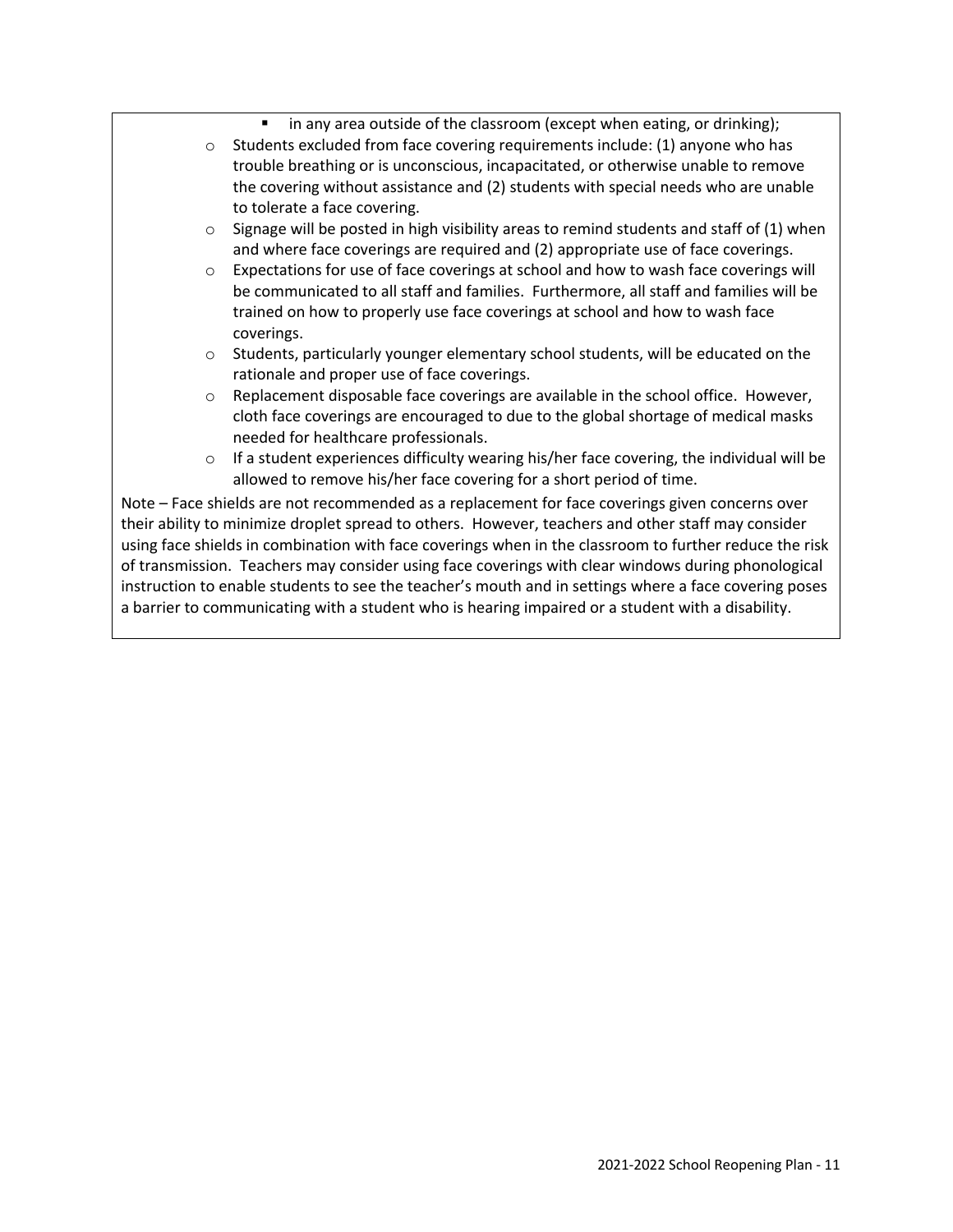- in any area outside of the classroom (except when eating, or drinking);
- Students excluded from face covering requirements include: (1) anyone who has trouble breathing or is unconscious, incapacitated, or otherwise unable to remove the covering without assistance and (2) students with special needs who are unable to tolerate a face covering.
- Signage will be posted in high visibility areas to remind students and staff of (1) when and where face coverings are required and (2) appropriate use of face coverings.
- Expectations for use of face coverings at school and how to wash face coverings will be communicated to all staff and families. Furthermore, all staff and families will be trained on how to properly use face coverings at school and how to wash face coverings.
- Students, particularly younger elementary school students, will be educated on the rationale and proper use of face coverings.
- Replacement disposable face coverings are available in the school office. However, cloth face coverings are encouraged to due to the global shortage of medical masks needed for healthcare professionals.
- If a student experiences difficulty wearing his/her face covering, the individual will be allowed to remove his/her face covering for a short period of time.

Note – Face shields are not recommended as a replacement for face coverings given concerns over their ability to minimize droplet spread to others. However, teachers and other staff may consider using face shields in combination with face coverings when in the classroom to further reduce the risk of transmission. Teachers may consider using face coverings with clear windows during phonological instruction to enable students to see the teacher's mouth and in settings where a face covering poses a barrier to communicating with a student who is hearing impaired or a student with a disability.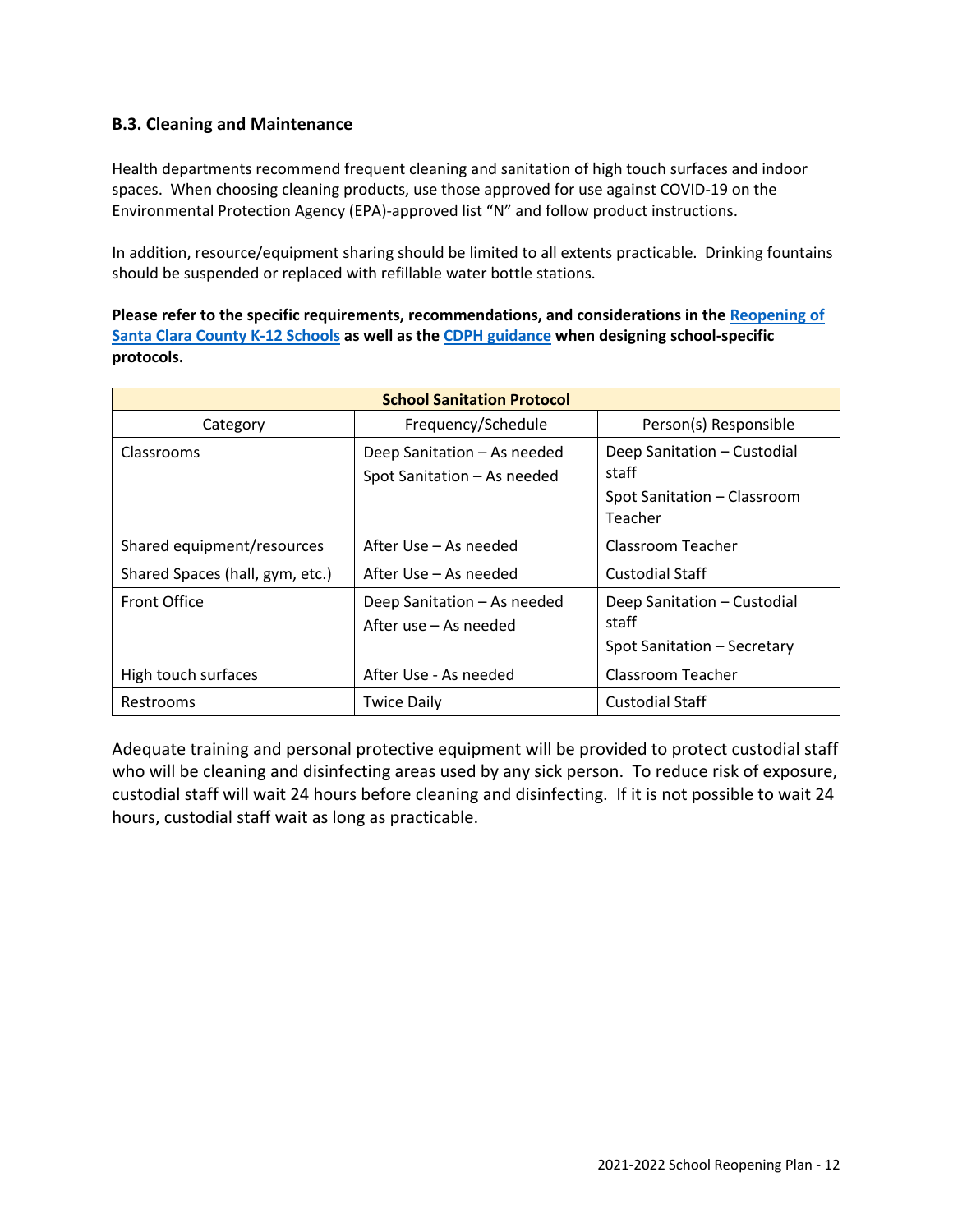### B.3. Cleaning and Maintenance

Health departments recommend frequent cleaning and sanitation of high touch surfaces and indoor spaces. When choosing cleaning products, use those approved for use against COVID-19 on the Environmental Protection Agency (EPA)-approved list "N" and follow product instructions.

In addition, resource/equipment sharing should be limited to all extents practicable. Drinking fountains should be suspended or replaced with refillable water bottle stations.

**Please refer to the specific requirements, recommendations, and considerations in the [Reopening of Santa Clara County K-12 Schools] as well as the [CDPH guidance] when designing school-specific protocols.**

| School Sanitation Protocol | | |
|---|---|---|
| Category | Frequency/Schedule | Person(s) Responsible |
| Classrooms | Deep Sanitation – As needed<br>Spot Sanitation – As needed | Deep Sanitation – Custodial staff<br>Spot Sanitation – Classroom Teacher |
| Shared equipment/resources | After Use – As needed | Classroom Teacher |
| Shared Spaces (hall, gym, etc.) | After Use – As needed | Custodial Staff |
| Front Office | Deep Sanitation – As needed<br>After use – As needed | Deep Sanitation – Custodial staff<br>Spot Sanitation – Secretary |
| High touch surfaces | After Use - As needed | Classroom Teacher |
| Restrooms | Twice Daily | Custodial Staff |

Adequate training and personal protective equipment will be provided to protect custodial staff who will be cleaning and disinfecting areas used by any sick person. To reduce risk of exposure, custodial staff will wait 24 hours before cleaning and disinfecting. If it is not possible to wait 24 hours, custodial staff wait as long as practicable.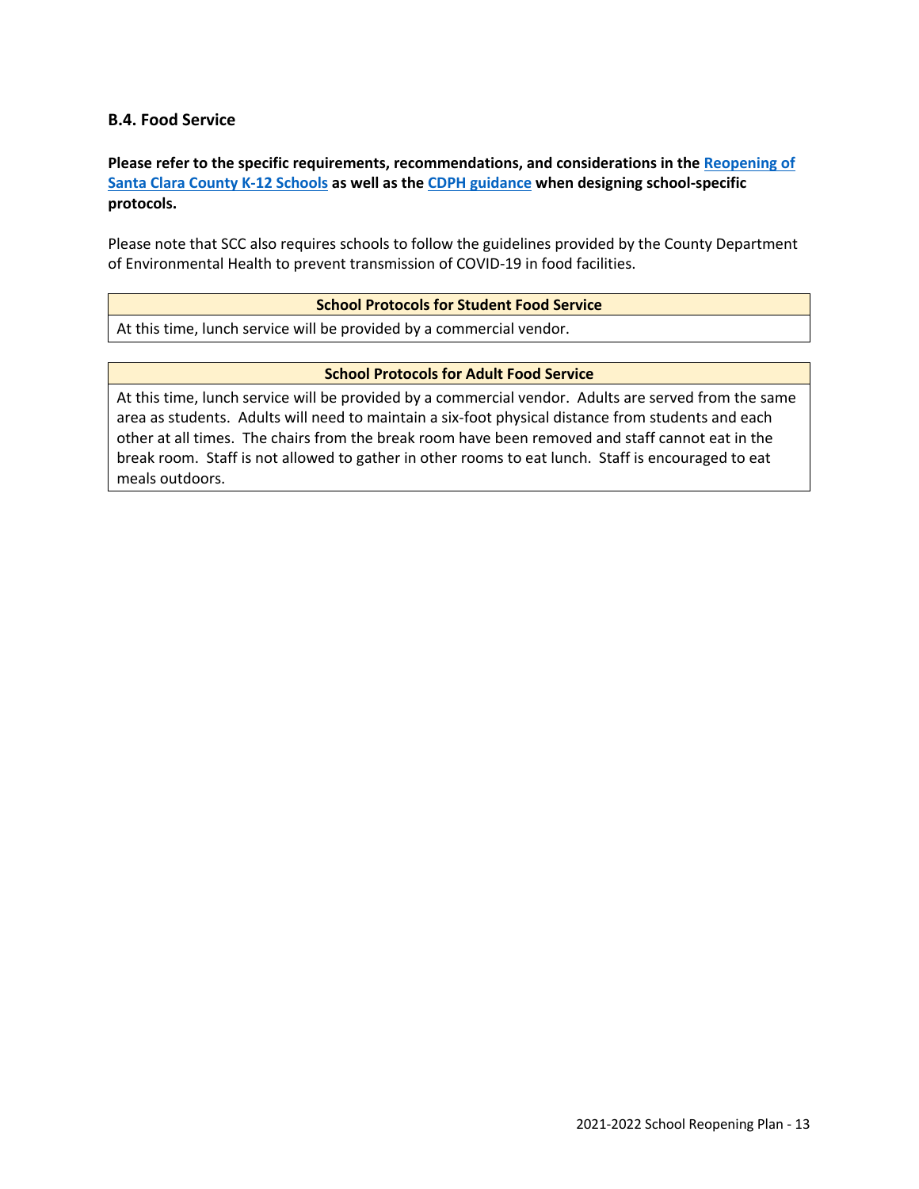### B.4. Food Service

**Please refer to the specific requirements, recommendations, and considerations in the Reopening of Santa Clara County K-12 Schools as well as the CDPH guidance when designing school-specific protocols.**

Please note that SCC also requires schools to follow the guidelines provided by the County Department of Environmental Health to prevent transmission of COVID-19 in food facilities.

| School Protocols for Student Food Service |
| --- |
| At this time, lunch service will be provided by a commercial vendor. |

| School Protocols for Adult Food Service |
| --- |
| At this time, lunch service will be provided by a commercial vendor. Adults are served from the same area as students. Adults will need to maintain a six-foot physical distance from students and each other at all times. The chairs from the break room have been removed and staff cannot eat in the break room. Staff is not allowed to gather in other rooms to eat lunch. Staff is encouraged to eat meals outdoors. |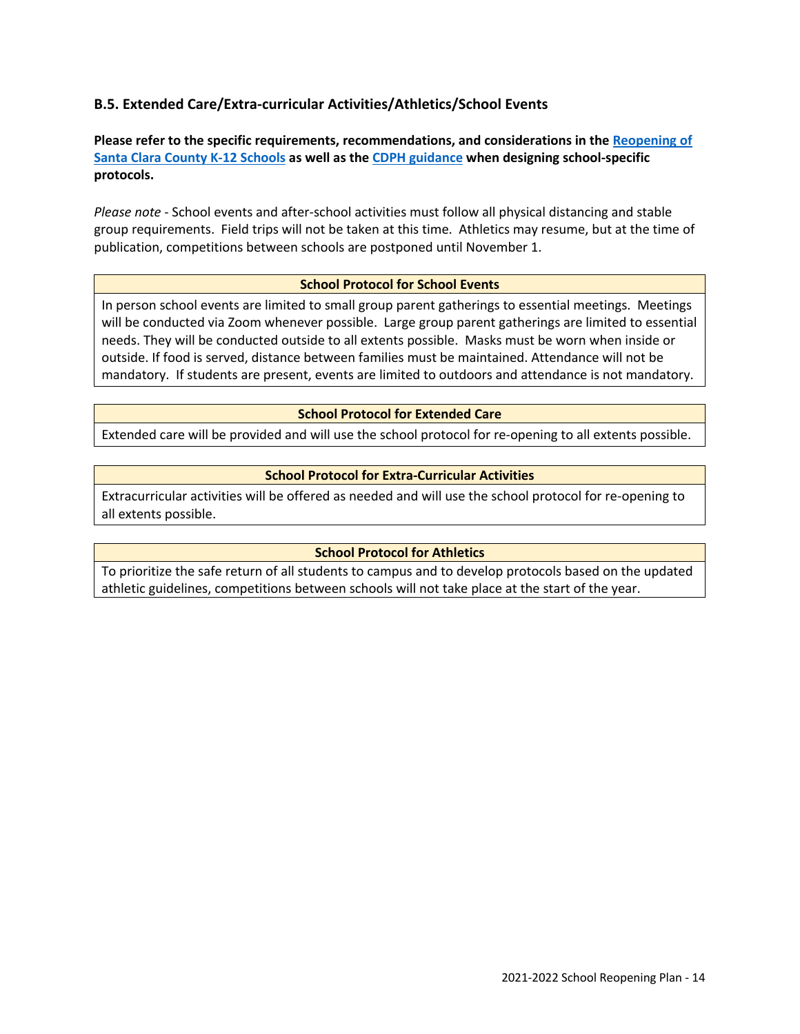### B.5. Extended Care/Extra-curricular Activities/Athletics/School Events

**Please refer to the specific requirements, recommendations, and considerations in the Reopening of Santa Clara County K-12 Schools as well as the CDPH guidance when designing school-specific protocols.**

*Please note* - School events and after-school activities must follow all physical distancing and stable group requirements. Field trips will not be taken at this time. Athletics may resume, but at the time of publication, competitions between schools are postponed until November 1.

| School Protocol for School Events |
| --- |
| In person school events are limited to small group parent gatherings to essential meetings. Meetings will be conducted via Zoom whenever possible. Large group parent gatherings are limited to essential needs. They will be conducted outside to all extents possible. Masks must be worn when inside or outside. If food is served, distance between families must be maintained. Attendance will not be mandatory. If students are present, events are limited to outdoors and attendance is not mandatory. |

| School Protocol for Extended Care |
| --- |
| Extended care will be provided and will use the school protocol for re-opening to all extents possible. |

| School Protocol for Extra-Curricular Activities |
| --- |
| Extracurricular activities will be offered as needed and will use the school protocol for re-opening to all extents possible. |

| School Protocol for Athletics |
| --- |
| To prioritize the safe return of all students to campus and to develop protocols based on the updated athletic guidelines, competitions between schools will not take place at the start of the year. |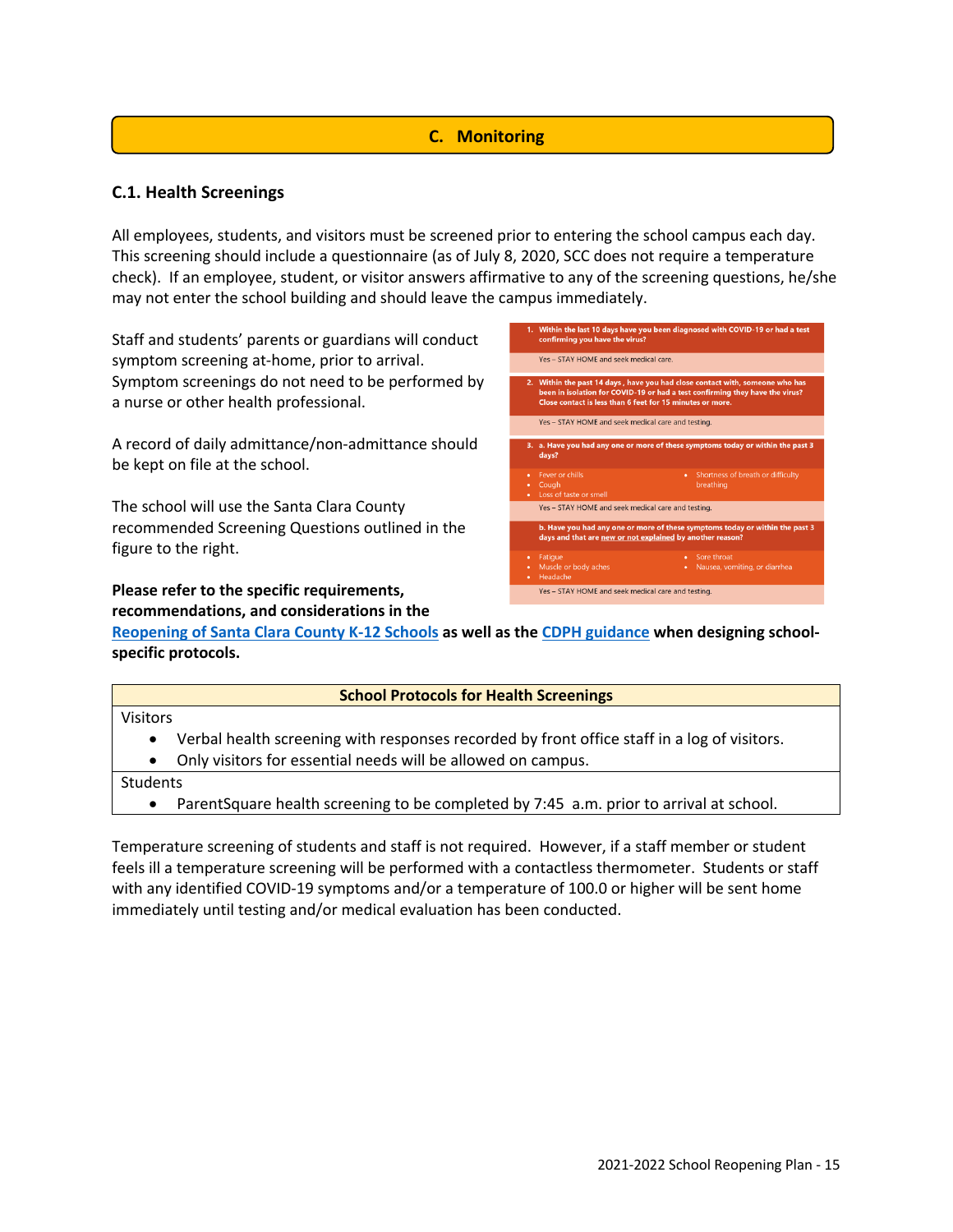## C. Monitoring

### C.1. Health Screenings

All employees, students, and visitors must be screened prior to entering the school campus each day. This screening should include a questionnaire (as of July 8, 2020, SCC does not require a temperature check). If an employee, student, or visitor answers affirmative to any of the screening questions, he/she may not enter the school building and should leave the campus immediately.

Staff and students' parents or guardians will conduct symptom screening at-home, prior to arrival. Symptom screenings do not need to be performed by a nurse or other health professional.

A record of daily admittance/non-admittance should be kept on file at the school.

The school will use the Santa Clara County recommended Screening Questions outlined in the figure to the right.

1. **Within the last 10 days have you been diagnosed with COVID-19 or had a test confirming you have the virus?**

   Yes – STAY HOME and seek medical care.

2. **Within the past 14 days, have you had close contact with, someone who has been in isolation for COVID-19 or had a test confirming they have the virus? Close contact is less than 6 feet for 15 minutes or more.**

   Yes – STAY HOME and seek medical care and testing.

3. **a. Have you had any one or more of these symptoms today or within the past 3 days?**
   - Fever or chills
   - Cough
   - Loss of taste or smell
   - Shortness of breath or difficulty breathing

   Yes – STAY HOME and seek medical care and testing.

   **b. Have you had any one or more of these symptoms today or within the past 3 days and that are new or not explained by another reason?**
   - Fatigue
   - Muscle or body aches
   - Headache
   - Sore throat
   - Nausea, vomiting, or diarrhea

   Yes – STAY HOME and seek medical care and testing.

**Please refer to the specific requirements, recommendations, and considerations in the Reopening of Santa Clara County K-12 Schools as well as the CDPH guidance when designing school-specific protocols.**

| School Protocols for Health Screenings |
|---|
| Visitors<br>• Verbal health screening with responses recorded by front office staff in a log of visitors.<br>• Only visitors for essential needs will be allowed on campus. |
| Students<br>• ParentSquare health screening to be completed by 7:45 a.m. prior to arrival at school. |

Temperature screening of students and staff is not required. However, if a staff member or student feels ill a temperature screening will be performed with a contactless thermometer. Students or staff with any identified COVID-19 symptoms and/or a temperature of 100.0 or higher will be sent home immediately until testing and/or medical evaluation has been conducted.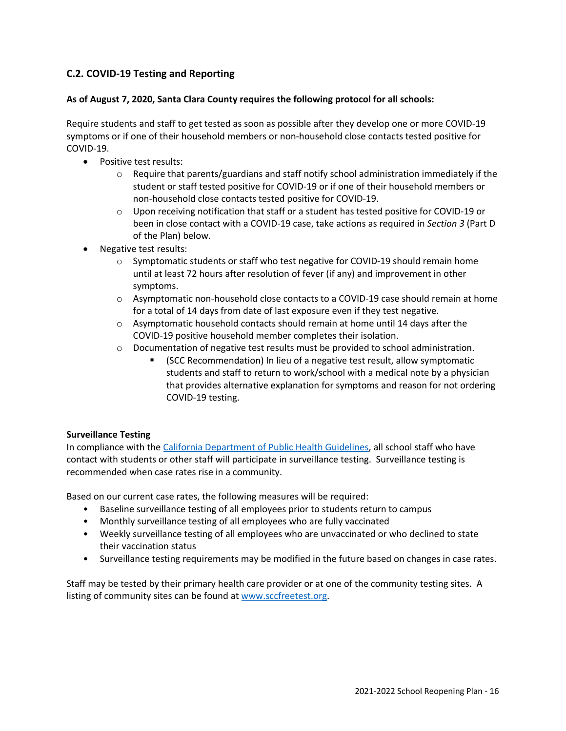## C.2. COVID-19 Testing and Reporting

**As of August 7, 2020, Santa Clara County requires the following protocol for all schools:**

Require students and staff to get tested as soon as possible after they develop one or more COVID-19 symptoms or if one of their household members or non-household close contacts tested positive for COVID-19.

- Positive test results:
  - Require that parents/guardians and staff notify school administration immediately if the student or staff tested positive for COVID-19 or if one of their household members or non-household close contacts tested positive for COVID-19.
  - Upon receiving notification that staff or a student has tested positive for COVID-19 or been in close contact with a COVID-19 case, take actions as required in *Section 3* (Part D of the Plan) below.
- Negative test results:
  - Symptomatic students or staff who test negative for COVID-19 should remain home until at least 72 hours after resolution of fever (if any) and improvement in other symptoms.
  - Asymptomatic non-household close contacts to a COVID-19 case should remain at home for a total of 14 days from date of last exposure even if they test negative.
  - Asymptomatic household contacts should remain at home until 14 days after the COVID-19 positive household member completes their isolation.
  - Documentation of negative test results must be provided to school administration.
    - (SCC Recommendation) In lieu of a negative test result, allow symptomatic students and staff to return to work/school with a medical note by a physician that provides alternative explanation for symptoms and reason for not ordering COVID-19 testing.

**Surveillance Testing**

In compliance with the [California Department of Public Health Guidelines](), all school staff who have contact with students or other staff will participate in surveillance testing. Surveillance testing is recommended when case rates rise in a community.

Based on our current case rates, the following measures will be required:

- Baseline surveillance testing of all employees prior to students return to campus
- Monthly surveillance testing of all employees who are fully vaccinated
- Weekly surveillance testing of all employees who are unvaccinated or who declined to state their vaccination status
- Surveillance testing requirements may be modified in the future based on changes in case rates.

Staff may be tested by their primary health care provider or at one of the community testing sites. A listing of community sites can be found at [www.sccfreetest.org](www.sccfreetest.org).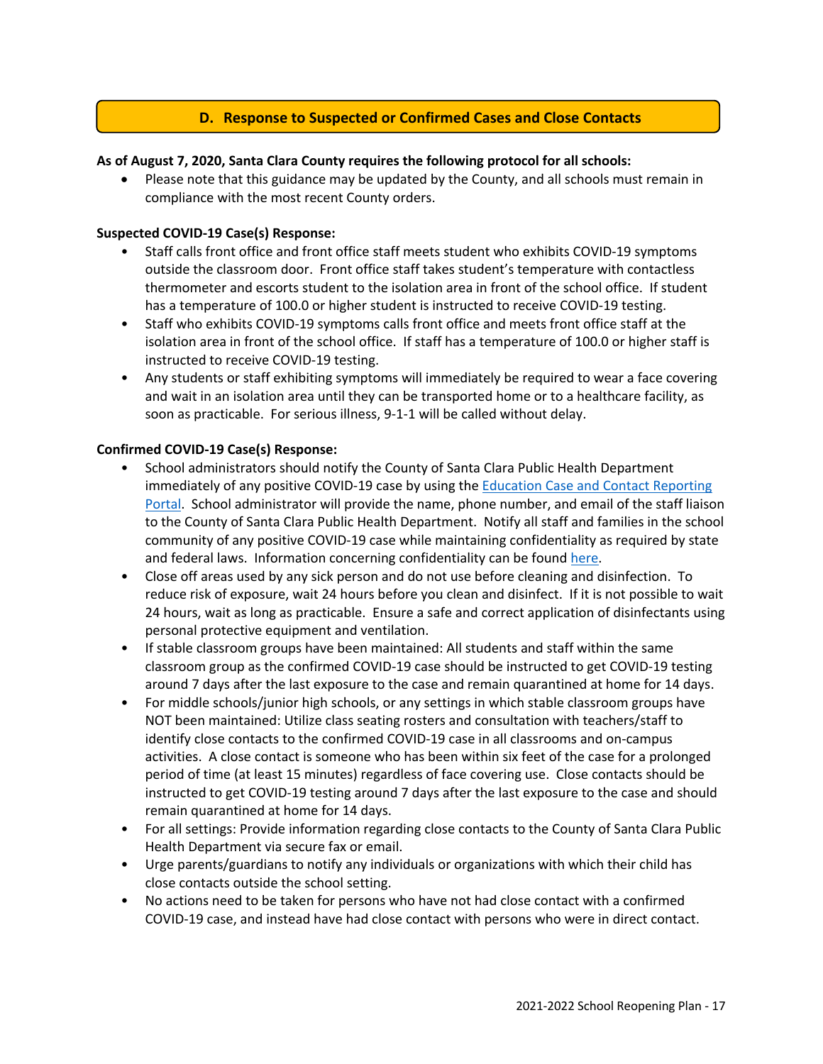## D. Response to Suspected or Confirmed Cases and Close Contacts

**As of August 7, 2020, Santa Clara County requires the following protocol for all schools:**

- Please note that this guidance may be updated by the County, and all schools must remain in compliance with the most recent County orders.

**Suspected COVID-19 Case(s) Response:**

- Staff calls front office and front office staff meets student who exhibits COVID-19 symptoms outside the classroom door. Front office staff takes student's temperature with contactless thermometer and escorts student to the isolation area in front of the school office. If student has a temperature of 100.0 or higher student is instructed to receive COVID-19 testing.
- Staff who exhibits COVID-19 symptoms calls front office and meets front office staff at the isolation area in front of the school office. If staff has a temperature of 100.0 or higher staff is instructed to receive COVID-19 testing.
- Any students or staff exhibiting symptoms will immediately be required to wear a face covering and wait in an isolation area until they can be transported home or to a healthcare facility, as soon as practicable. For serious illness, 9-1-1 will be called without delay.

**Confirmed COVID-19 Case(s) Response:**

- School administrators should notify the County of Santa Clara Public Health Department immediately of any positive COVID-19 case by using the [Education Case and Contact Reporting Portal](). School administrator will provide the name, phone number, and email of the staff liaison to the County of Santa Clara Public Health Department. Notify all staff and families in the school community of any positive COVID-19 case while maintaining confidentiality as required by state and federal laws. Information concerning confidentiality can be found [here]().
- Close off areas used by any sick person and do not use before cleaning and disinfection. To reduce risk of exposure, wait 24 hours before you clean and disinfect. If it is not possible to wait 24 hours, wait as long as practicable. Ensure a safe and correct application of disinfectants using personal protective equipment and ventilation.
- If stable classroom groups have been maintained: All students and staff within the same classroom group as the confirmed COVID-19 case should be instructed to get COVID-19 testing around 7 days after the last exposure to the case and remain quarantined at home for 14 days.
- For middle schools/junior high schools, or any settings in which stable classroom groups have NOT been maintained: Utilize class seating rosters and consultation with teachers/staff to identify close contacts to the confirmed COVID-19 case in all classrooms and on-campus activities. A close contact is someone who has been within six feet of the case for a prolonged period of time (at least 15 minutes) regardless of face covering use. Close contacts should be instructed to get COVID-19 testing around 7 days after the last exposure to the case and should remain quarantined at home for 14 days.
- For all settings: Provide information regarding close contacts to the County of Santa Clara Public Health Department via secure fax or email.
- Urge parents/guardians to notify any individuals or organizations with which their child has close contacts outside the school setting.
- No actions need to be taken for persons who have not had close contact with a confirmed COVID-19 case, and instead have had close contact with persons who were in direct contact.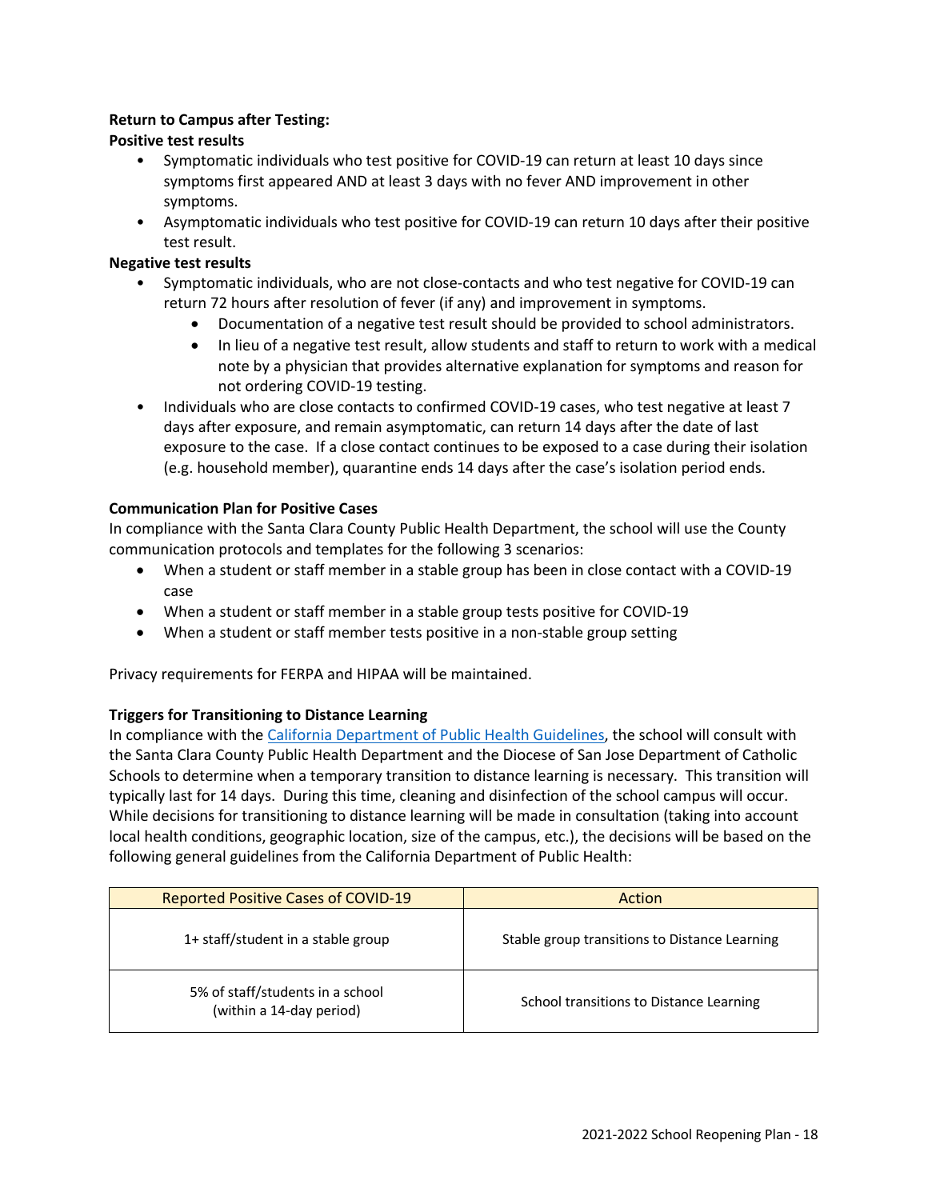**Return to Campus after Testing:**

**Positive test results**

- Symptomatic individuals who test positive for COVID-19 can return at least 10 days since symptoms first appeared AND at least 3 days with no fever AND improvement in other symptoms.
- Asymptomatic individuals who test positive for COVID-19 can return 10 days after their positive test result.

**Negative test results**

- Symptomatic individuals, who are not close-contacts and who test negative for COVID-19 can return 72 hours after resolution of fever (if any) and improvement in symptoms.
    - Documentation of a negative test result should be provided to school administrators.
    - In lieu of a negative test result, allow students and staff to return to work with a medical note by a physician that provides alternative explanation for symptoms and reason for not ordering COVID-19 testing.
- Individuals who are close contacts to confirmed COVID-19 cases, who test negative at least 7 days after exposure, and remain asymptomatic, can return 14 days after the date of last exposure to the case. If a close contact continues to be exposed to a case during their isolation (e.g. household member), quarantine ends 14 days after the case's isolation period ends.

**Communication Plan for Positive Cases**

In compliance with the Santa Clara County Public Health Department, the school will use the County communication protocols and templates for the following 3 scenarios:

- When a student or staff member in a stable group has been in close contact with a COVID-19 case
- When a student or staff member in a stable group tests positive for COVID-19
- When a student or staff member tests positive in a non-stable group setting

Privacy requirements for FERPA and HIPAA will be maintained.

**Triggers for Transitioning to Distance Learning**

In compliance with the California Department of Public Health Guidelines, the school will consult with the Santa Clara County Public Health Department and the Diocese of San Jose Department of Catholic Schools to determine when a temporary transition to distance learning is necessary. This transition will typically last for 14 days. During this time, cleaning and disinfection of the school campus will occur. While decisions for transitioning to distance learning will be made in consultation (taking into account local health conditions, geographic location, size of the campus, etc.), the decisions will be based on the following general guidelines from the California Department of Public Health:

| Reported Positive Cases of COVID-19 | Action |
| --- | --- |
| 1+ staff/student in a stable group | Stable group transitions to Distance Learning |
| 5% of staff/students in a school (within a 14-day period) | School transitions to Distance Learning |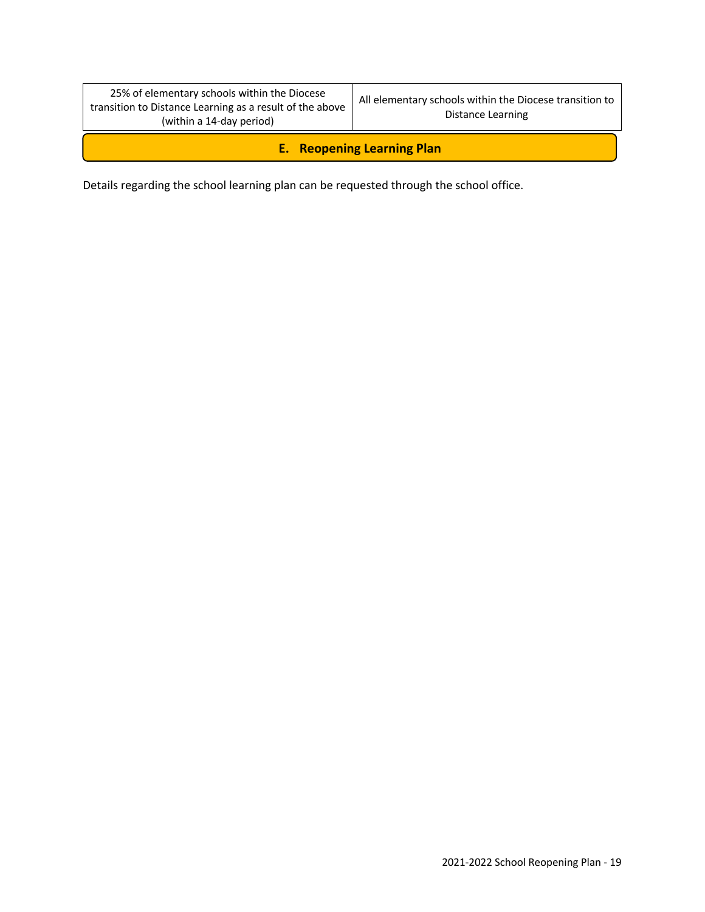| 25% of elementary schools within the Diocese transition to Distance Learning as a result of the above (within a 14-day period) | All elementary schools within the Diocese transition to Distance Learning |
|---|---|

## E. Reopening Learning Plan

Details regarding the school learning plan can be requested through the school office.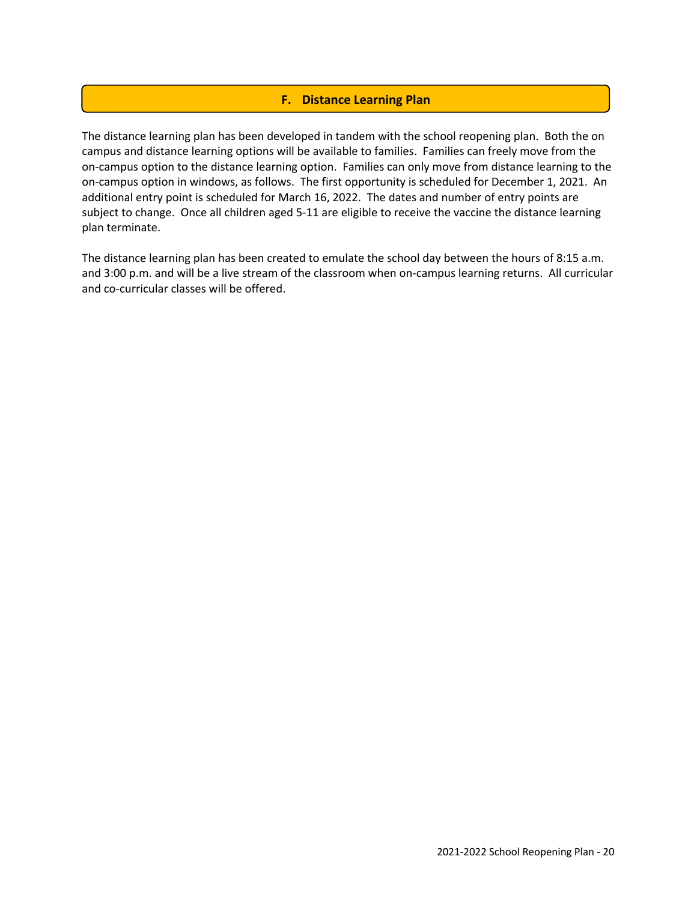## F. Distance Learning Plan

The distance learning plan has been developed in tandem with the school reopening plan. Both the on campus and distance learning options will be available to families. Families can freely move from the on-campus option to the distance learning option. Families can only move from distance learning to the on-campus option in windows, as follows. The first opportunity is scheduled for December 1, 2021. An additional entry point is scheduled for March 16, 2022. The dates and number of entry points are subject to change. Once all children aged 5-11 are eligible to receive the vaccine the distance learning plan terminate.

The distance learning plan has been created to emulate the school day between the hours of 8:15 a.m. and 3:00 p.m. and will be a live stream of the classroom when on-campus learning returns. All curricular and co-curricular classes will be offered.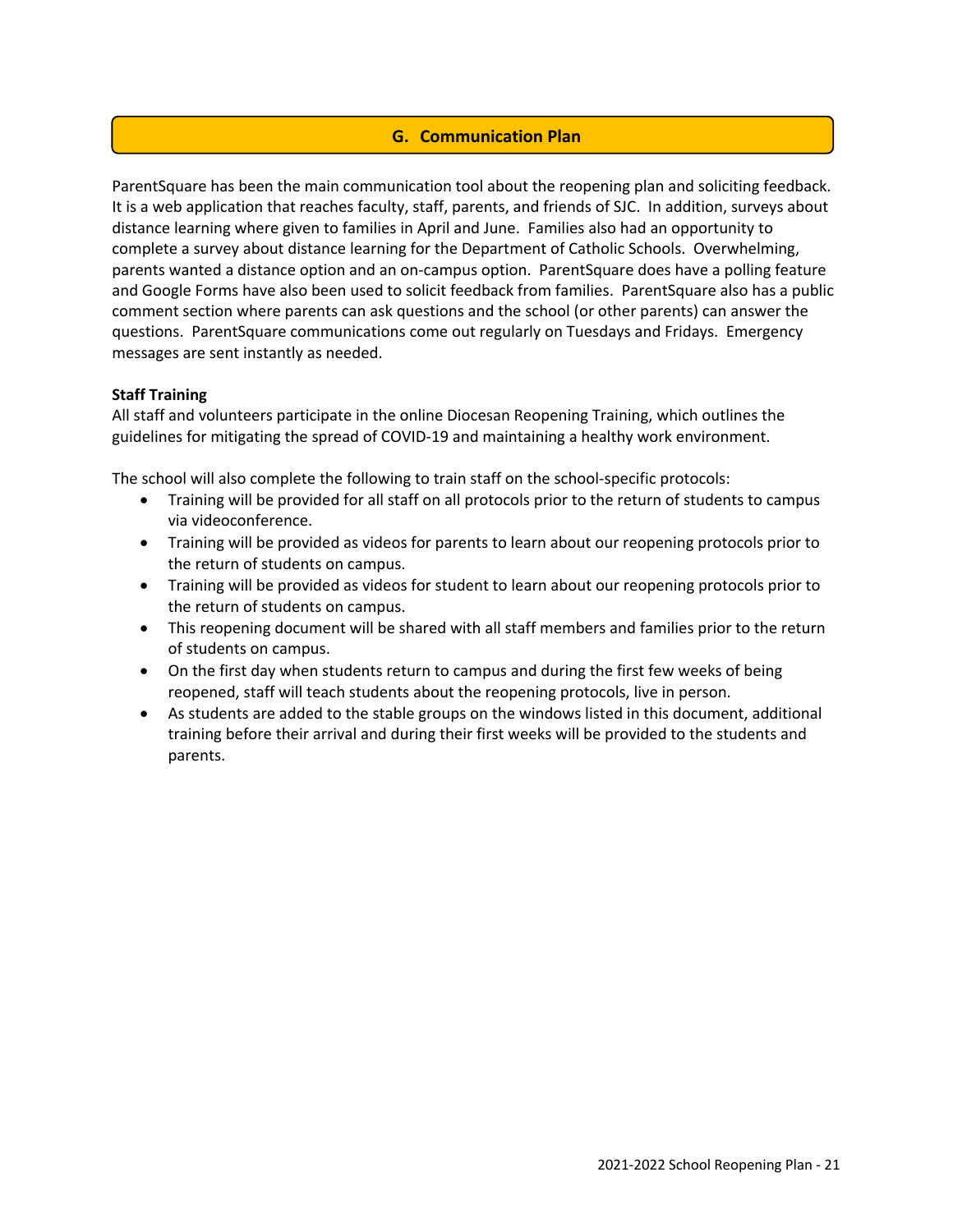## G. Communication Plan

ParentSquare has been the main communication tool about the reopening plan and soliciting feedback. It is a web application that reaches faculty, staff, parents, and friends of SJC. In addition, surveys about distance learning where given to families in April and June. Families also had an opportunity to complete a survey about distance learning for the Department of Catholic Schools. Overwhelming, parents wanted a distance option and an on-campus option. ParentSquare does have a polling feature and Google Forms have also been used to solicit feedback from families. ParentSquare also has a public comment section where parents can ask questions and the school (or other parents) can answer the questions. ParentSquare communications come out regularly on Tuesdays and Fridays. Emergency messages are sent instantly as needed.

**Staff Training**

All staff and volunteers participate in the online Diocesan Reopening Training, which outlines the guidelines for mitigating the spread of COVID-19 and maintaining a healthy work environment.

The school will also complete the following to train staff on the school-specific protocols:

- Training will be provided for all staff on all protocols prior to the return of students to campus via videoconference.
- Training will be provided as videos for parents to learn about our reopening protocols prior to the return of students on campus.
- Training will be provided as videos for student to learn about our reopening protocols prior to the return of students on campus.
- This reopening document will be shared with all staff members and families prior to the return of students on campus.
- On the first day when students return to campus and during the first few weeks of being reopened, staff will teach students about the reopening protocols, live in person.
- As students are added to the stable groups on the windows listed in this document, additional training before their arrival and during their first weeks will be provided to the students and parents.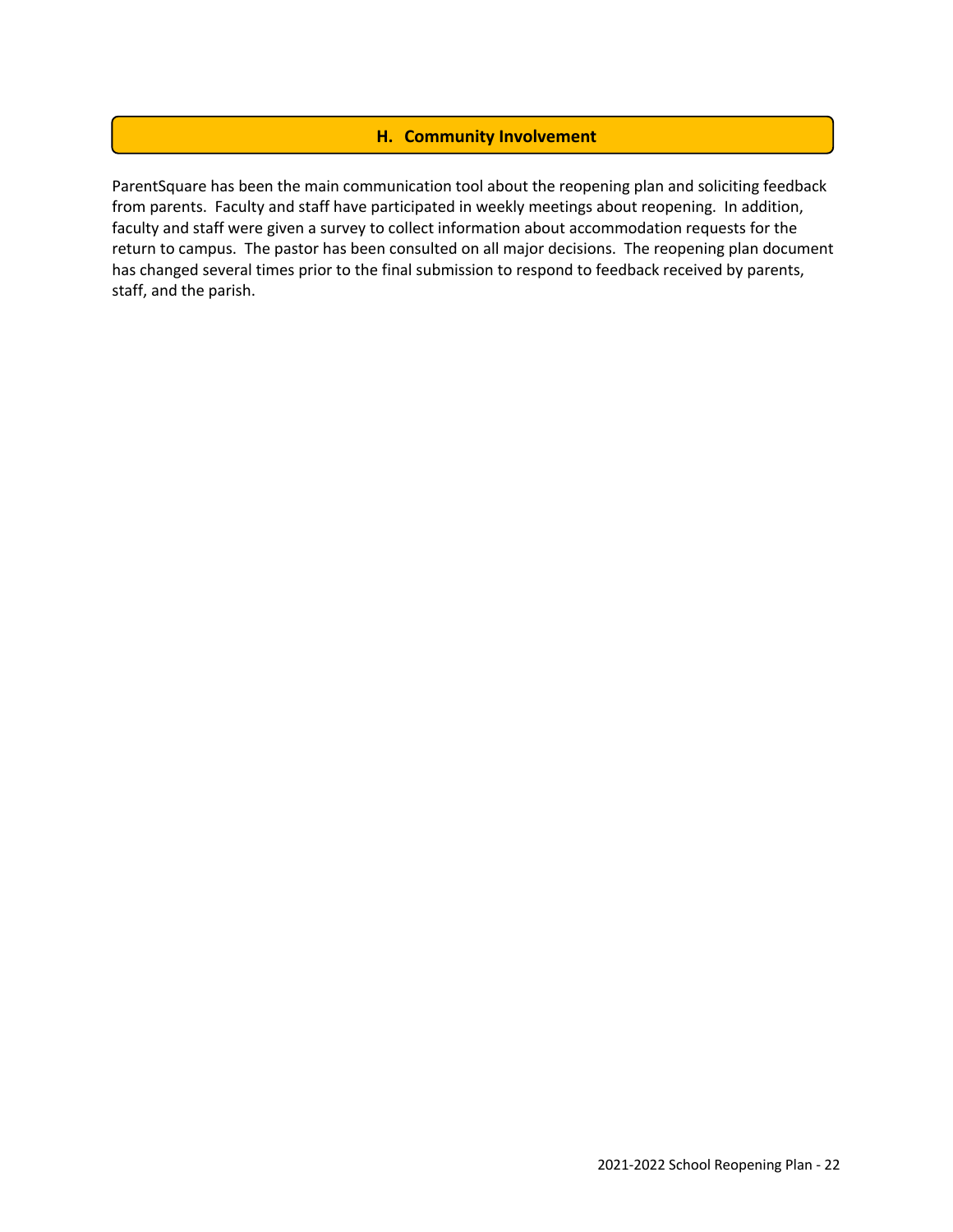## H. Community Involvement

ParentSquare has been the main communication tool about the reopening plan and soliciting feedback from parents. Faculty and staff have participated in weekly meetings about reopening. In addition, faculty and staff were given a survey to collect information about accommodation requests for the return to campus. The pastor has been consulted on all major decisions. The reopening plan document has changed several times prior to the final submission to respond to feedback received by parents, staff, and the parish.